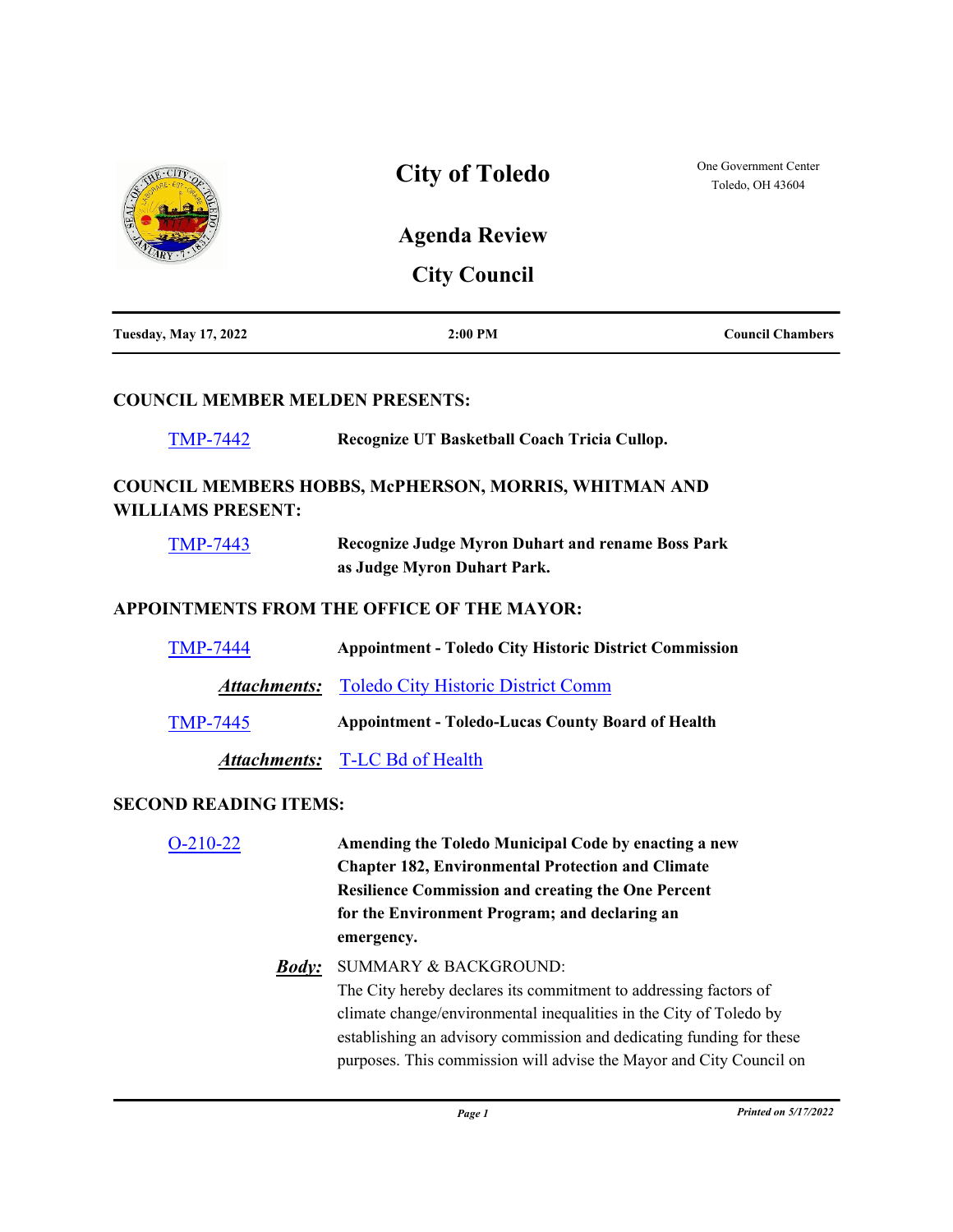# City of Toledo

One Government Center
Toledo, OH 43604

## Agenda Review

## City Council

| Tuesday, May 17, 2022 | 2:00 PM | Council Chambers |
|---|---|---|

### COUNCIL MEMBER MELDEN PRESENTS:

TMP-7442 **Recognize UT Basketball Coach Tricia Cullop.**

### COUNCIL MEMBERS HOBBS, McPHERSON, MORRIS, WHITMAN AND WILLIAMS PRESENT:

TMP-7443 **Recognize Judge Myron Duhart and rename Boss Park as Judge Myron Duhart Park.**

### APPOINTMENTS FROM THE OFFICE OF THE MAYOR:

TMP-7444 **Appointment - Toledo City Historic District Commission**

***Attachments:*** Toledo City Historic District Comm

TMP-7445 **Appointment - Toledo-Lucas County Board of Health**

***Attachments:*** T-LC Bd of Health

### SECOND READING ITEMS:

O-210-22 **Amending the Toledo Municipal Code by enacting a new Chapter 182, Environmental Protection and Climate Resilience Commission and creating the One Percent for the Environment Program; and declaring an emergency.**

***Body:*** SUMMARY & BACKGROUND:
The City hereby declares its commitment to addressing factors of climate change/environmental inequalities in the City of Toledo by establishing an advisory commission and dedicating funding for these purposes. This commission will advise the Mayor and City Council on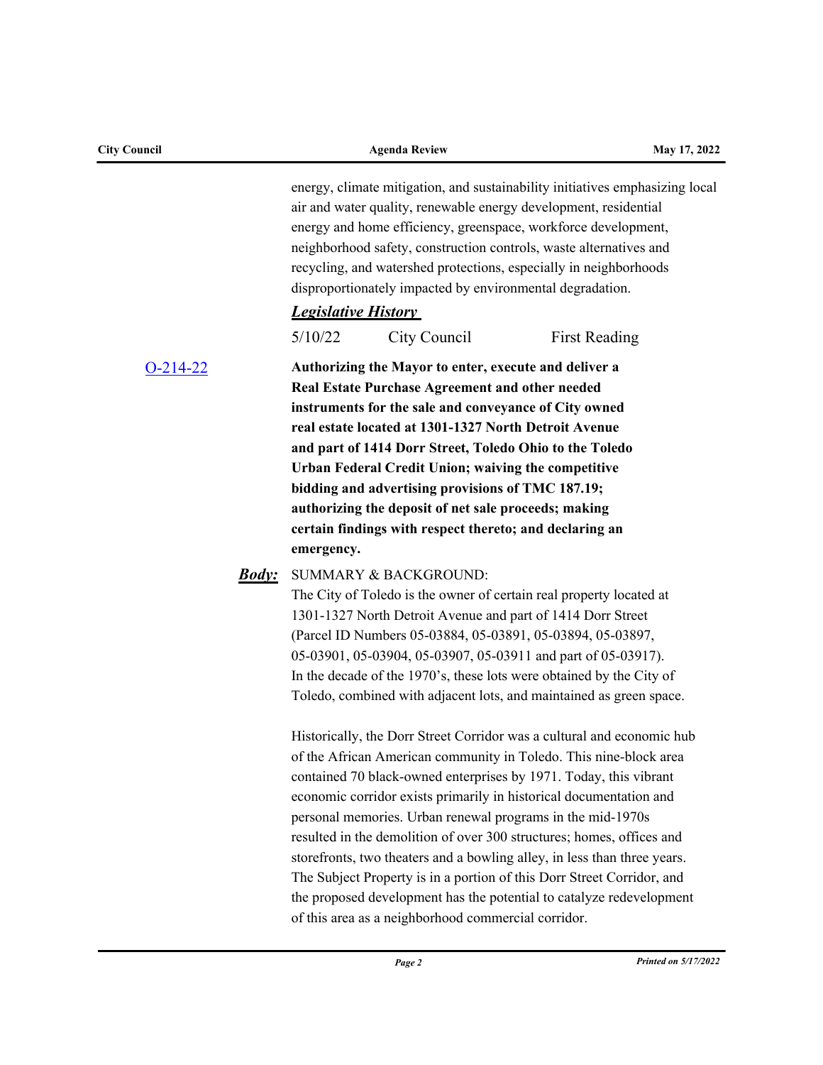energy, climate mitigation, and sustainability initiatives emphasizing local air and water quality, renewable energy development, residential energy and home efficiency, greenspace, workforce development, neighborhood safety, construction controls, waste alternatives and recycling, and watershed protections, especially in neighborhoods disproportionately impacted by environmental degradation.

***Legislative History***

| | | |
|---|---|---|
| 5/10/22 | City Council | First Reading |

O-214-22

**Authorizing the Mayor to enter, execute and deliver a Real Estate Purchase Agreement and other needed instruments for the sale and conveyance of City owned real estate located at 1301-1327 North Detroit Avenue and part of 1414 Dorr Street, Toledo Ohio to the Toledo Urban Federal Credit Union; waiving the competitive bidding and advertising provisions of TMC 187.19; authorizing the deposit of net sale proceeds; making certain findings with respect thereto; and declaring an emergency.**

***Body:*** SUMMARY & BACKGROUND:

The City of Toledo is the owner of certain real property located at 1301-1327 North Detroit Avenue and part of 1414 Dorr Street (Parcel ID Numbers 05-03884, 05-03891, 05-03894, 05-03897, 05-03901, 05-03904, 05-03907, 05-03911 and part of 05-03917). In the decade of the 1970's, these lots were obtained by the City of Toledo, combined with adjacent lots, and maintained as green space.

Historically, the Dorr Street Corridor was a cultural and economic hub of the African American community in Toledo. This nine-block area contained 70 black-owned enterprises by 1971. Today, this vibrant economic corridor exists primarily in historical documentation and personal memories. Urban renewal programs in the mid-1970s resulted in the demolition of over 300 structures; homes, offices and storefronts, two theaters and a bowling alley, in less than three years. The Subject Property is in a portion of this Dorr Street Corridor, and the proposed development has the potential to catalyze redevelopment of this area as a neighborhood commercial corridor.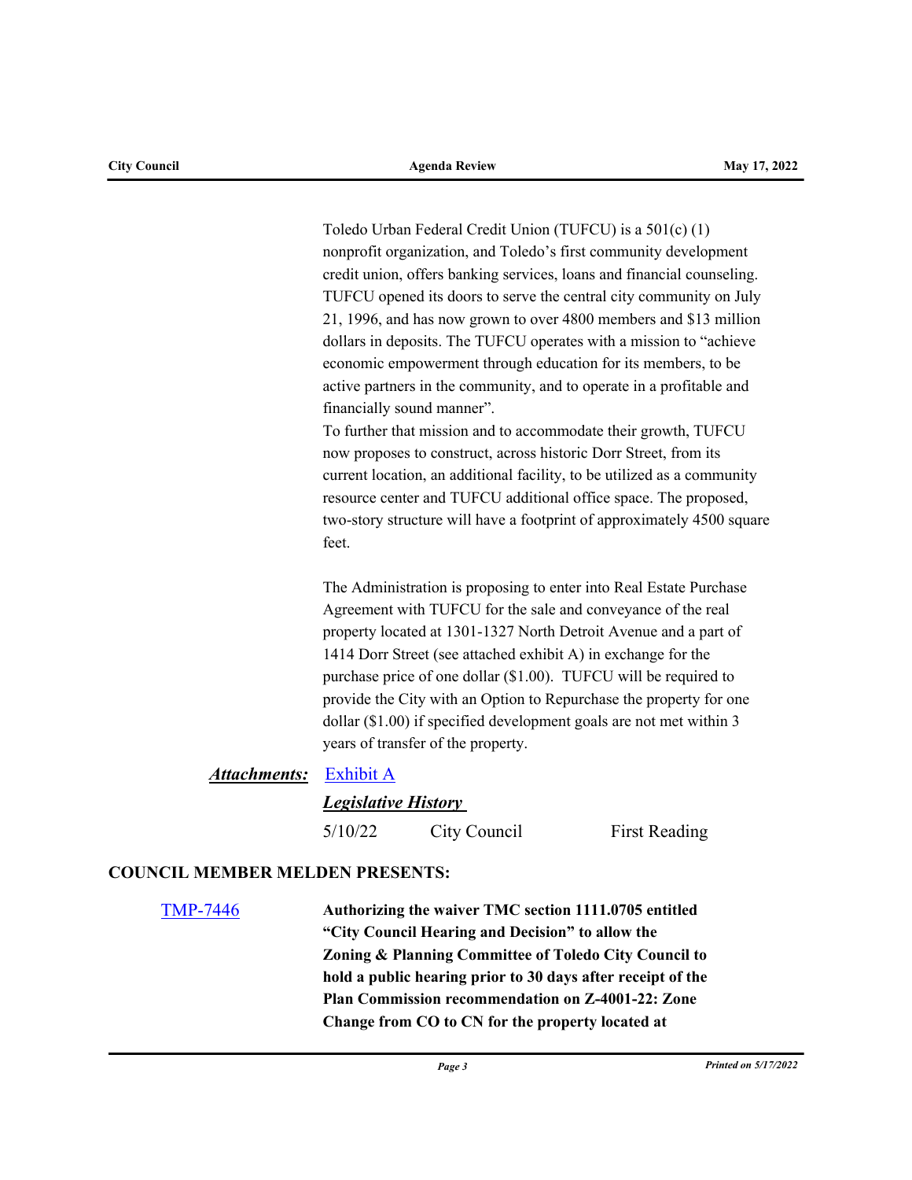Toledo Urban Federal Credit Union (TUFCU) is a 501(c) (1) nonprofit organization, and Toledo's first community development credit union, offers banking services, loans and financial counseling. TUFCU opened its doors to serve the central city community on July 21, 1996, and has now grown to over 4800 members and $13 million dollars in deposits. The TUFCU operates with a mission to "achieve economic empowerment through education for its members, to be active partners in the community, and to operate in a profitable and financially sound manner".

To further that mission and to accommodate their growth, TUFCU now proposes to construct, across historic Dorr Street, from its current location, an additional facility, to be utilized as a community resource center and TUFCU additional office space. The proposed, two-story structure will have a footprint of approximately 4500 square feet.

The Administration is proposing to enter into Real Estate Purchase Agreement with TUFCU for the sale and conveyance of the real property located at 1301-1327 North Detroit Avenue and a part of 1414 Dorr Street (see attached exhibit A) in exchange for the purchase price of one dollar ($1.00). TUFCU will be required to provide the City with an Option to Repurchase the property for one dollar ($1.00) if specified development goals are not met within 3 years of transfer of the property.

***Attachments:*** Exhibit A

***Legislative History***

| | | |
|---|---|---|
| 5/10/22 | City Council | First Reading |

**COUNCIL MEMBER MELDEN PRESENTS:**

TMP-7446 **Authorizing the waiver TMC section 1111.0705 entitled "City Council Hearing and Decision" to allow the Zoning & Planning Committee of Toledo City Council to hold a public hearing prior to 30 days after receipt of the Plan Commission recommendation on Z-4001-22: Zone Change from CO to CN for the property located at**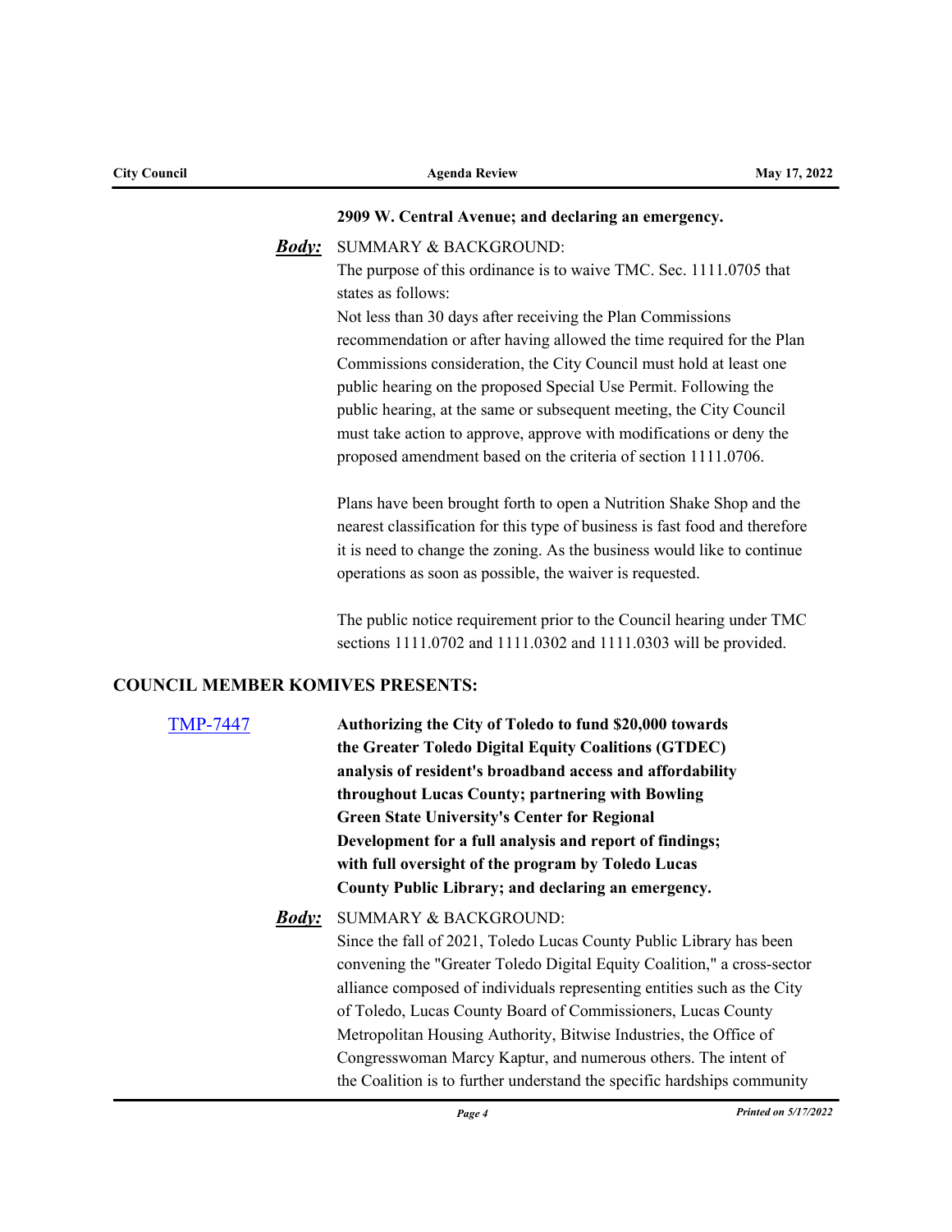**2909 W. Central Avenue; and declaring an emergency.**

***Body:*** SUMMARY & BACKGROUND:

The purpose of this ordinance is to waive TMC. Sec. 1111.0705 that states as follows:

Not less than 30 days after receiving the Plan Commissions recommendation or after having allowed the time required for the Plan Commissions consideration, the City Council must hold at least one public hearing on the proposed Special Use Permit. Following the public hearing, at the same or subsequent meeting, the City Council must take action to approve, approve with modifications or deny the proposed amendment based on the criteria of section 1111.0706.

Plans have been brought forth to open a Nutrition Shake Shop and the nearest classification for this type of business is fast food and therefore it is need to change the zoning. As the business would like to continue operations as soon as possible, the waiver is requested.

The public notice requirement prior to the Council hearing under TMC sections 1111.0702 and 1111.0302 and 1111.0303 will be provided.

## COUNCIL MEMBER KOMIVES PRESENTS:

TMP-7447 **Authorizing the City of Toledo to fund $20,000 towards the Greater Toledo Digital Equity Coalitions (GTDEC) analysis of resident's broadband access and affordability throughout Lucas County; partnering with Bowling Green State University's Center for Regional Development for a full analysis and report of findings; with full oversight of the program by Toledo Lucas County Public Library; and declaring an emergency.**

***Body:*** SUMMARY & BACKGROUND:

Since the fall of 2021, Toledo Lucas County Public Library has been convening the "Greater Toledo Digital Equity Coalition," a cross-sector alliance composed of individuals representing entities such as the City of Toledo, Lucas County Board of Commissioners, Lucas County Metropolitan Housing Authority, Bitwise Industries, the Office of Congresswoman Marcy Kaptur, and numerous others. The intent of the Coalition is to further understand the specific hardships community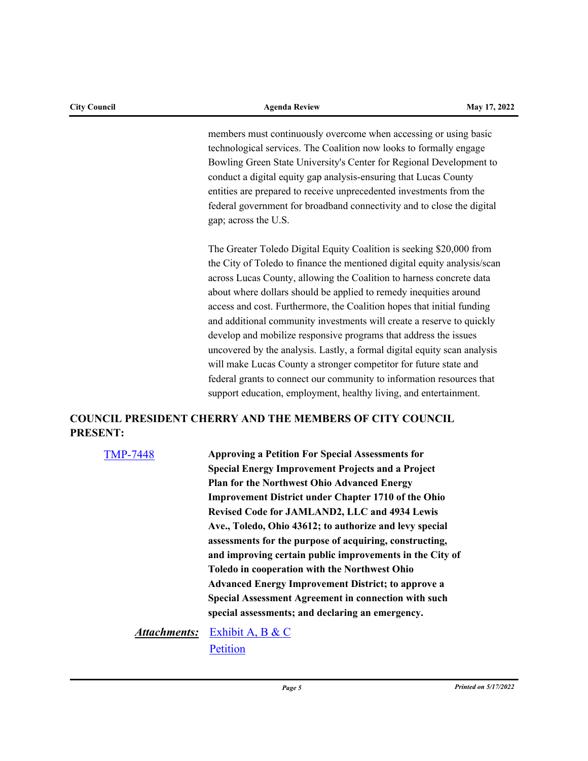members must continuously overcome when accessing or using basic technological services. The Coalition now looks to formally engage Bowling Green State University's Center for Regional Development to conduct a digital equity gap analysis-ensuring that Lucas County entities are prepared to receive unprecedented investments from the federal government for broadband connectivity and to close the digital gap; across the U.S.

The Greater Toledo Digital Equity Coalition is seeking $20,000 from the City of Toledo to finance the mentioned digital equity analysis/scan across Lucas County, allowing the Coalition to harness concrete data about where dollars should be applied to remedy inequities around access and cost. Furthermore, the Coalition hopes that initial funding and additional community investments will create a reserve to quickly develop and mobilize responsive programs that address the issues uncovered by the analysis. Lastly, a formal digital equity scan analysis will make Lucas County a stronger competitor for future state and federal grants to connect our community to information resources that support education, employment, healthy living, and entertainment.

**COUNCIL PRESIDENT CHERRY AND THE MEMBERS OF CITY COUNCIL PRESENT:**

TMP-7448 **Approving a Petition For Special Assessments for Special Energy Improvement Projects and a Project Plan for the Northwest Ohio Advanced Energy Improvement District under Chapter 1710 of the Ohio Revised Code for JAMLAND2, LLC and 4934 Lewis Ave., Toledo, Ohio 43612; to authorize and levy special assessments for the purpose of acquiring, constructing, and improving certain public improvements in the City of Toledo in cooperation with the Northwest Ohio Advanced Energy Improvement District; to approve a Special Assessment Agreement in connection with such special assessments; and declaring an emergency.**

***Attachments:*** Exhibit A, B & C
Petition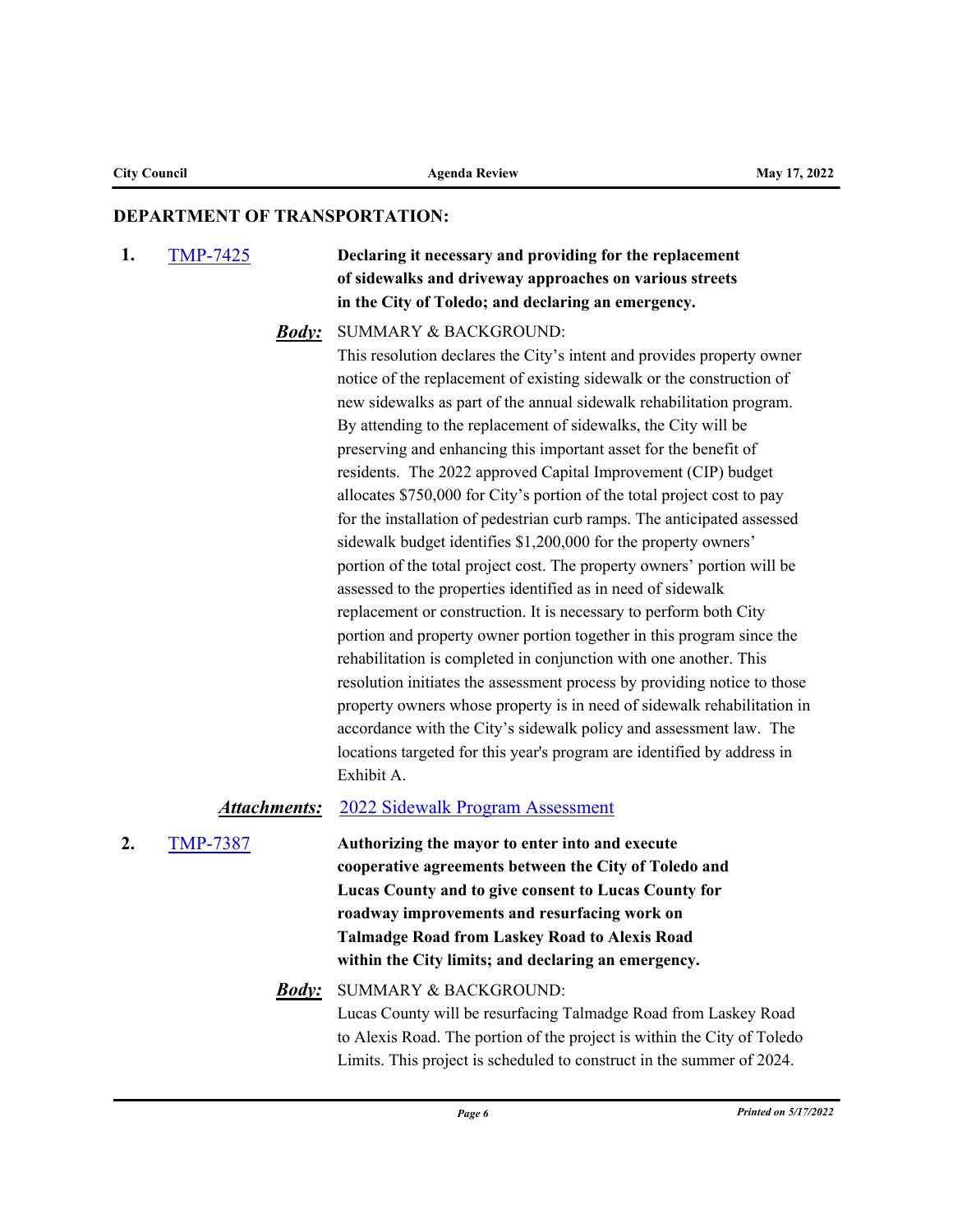## DEPARTMENT OF TRANSPORTATION:

**1.** [TMP-7425]

**Declaring it necessary and providing for the replacement of sidewalks and driveway approaches on various streets in the City of Toledo; and declaring an emergency.**

***Body:*** SUMMARY & BACKGROUND:

This resolution declares the City's intent and provides property owner notice of the replacement of existing sidewalk or the construction of new sidewalks as part of the annual sidewalk rehabilitation program. By attending to the replacement of sidewalks, the City will be preserving and enhancing this important asset for the benefit of residents. The 2022 approved Capital Improvement (CIP) budget allocates $750,000 for City's portion of the total project cost to pay for the installation of pedestrian curb ramps. The anticipated assessed sidewalk budget identifies $1,200,000 for the property owners' portion of the total project cost. The property owners' portion will be assessed to the properties identified as in need of sidewalk replacement or construction. It is necessary to perform both City portion and property owner portion together in this program since the rehabilitation is completed in conjunction with one another. This resolution initiates the assessment process by providing notice to those property owners whose property is in need of sidewalk rehabilitation in accordance with the City's sidewalk policy and assessment law. The locations targeted for this year's program are identified by address in Exhibit A.

***Attachments:*** [2022 Sidewalk Program Assessment]

**2.** [TMP-7387]

**Authorizing the mayor to enter into and execute cooperative agreements between the City of Toledo and Lucas County and to give consent to Lucas County for roadway improvements and resurfacing work on Talmadge Road from Laskey Road to Alexis Road within the City limits; and declaring an emergency.**

***Body:*** SUMMARY & BACKGROUND:

Lucas County will be resurfacing Talmadge Road from Laskey Road to Alexis Road. The portion of the project is within the City of Toledo Limits. This project is scheduled to construct in the summer of 2024.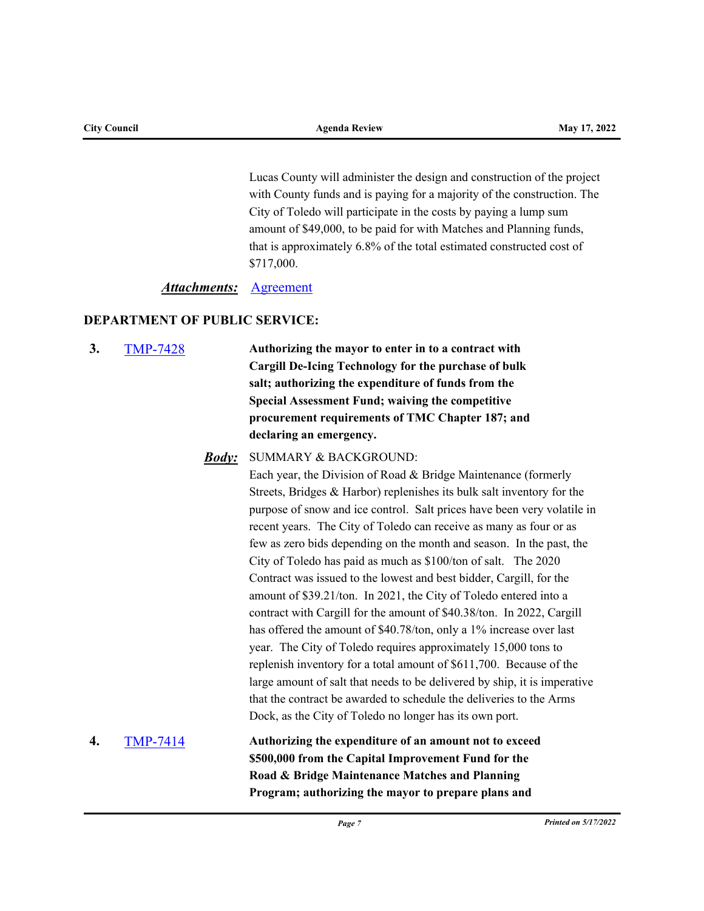Lucas County will administer the design and construction of the project with County funds and is paying for a majority of the construction. The City of Toledo will participate in the costs by paying a lump sum amount of $49,000, to be paid for with Matches and Planning funds, that is approximately 6.8% of the total estimated constructed cost of $717,000.

***Attachments:*** [Agreement]

## DEPARTMENT OF PUBLIC SERVICE:

**3.** [TMP-7428] **Authorizing the mayor to enter in to a contract with Cargill De-Icing Technology for the purchase of bulk salt; authorizing the expenditure of funds from the Special Assessment Fund; waiving the competitive procurement requirements of TMC Chapter 187; and declaring an emergency.**

***Body:*** SUMMARY & BACKGROUND:

Each year, the Division of Road & Bridge Maintenance (formerly Streets, Bridges & Harbor) replenishes its bulk salt inventory for the purpose of snow and ice control. Salt prices have been very volatile in recent years. The City of Toledo can receive as many as four or as few as zero bids depending on the month and season. In the past, the City of Toledo has paid as much as $100/ton of salt. The 2020 Contract was issued to the lowest and best bidder, Cargill, for the amount of $39.21/ton. In 2021, the City of Toledo entered into a contract with Cargill for the amount of $40.38/ton. In 2022, Cargill has offered the amount of $40.78/ton, only a 1% increase over last year. The City of Toledo requires approximately 15,000 tons to replenish inventory for a total amount of $611,700. Because of the large amount of salt that needs to be delivered by ship, it is imperative that the contract be awarded to schedule the deliveries to the Arms Dock, as the City of Toledo no longer has its own port.

**4.** [TMP-7414] **Authorizing the expenditure of an amount not to exceed $500,000 from the Capital Improvement Fund for the Road & Bridge Maintenance Matches and Planning Program; authorizing the mayor to prepare plans and**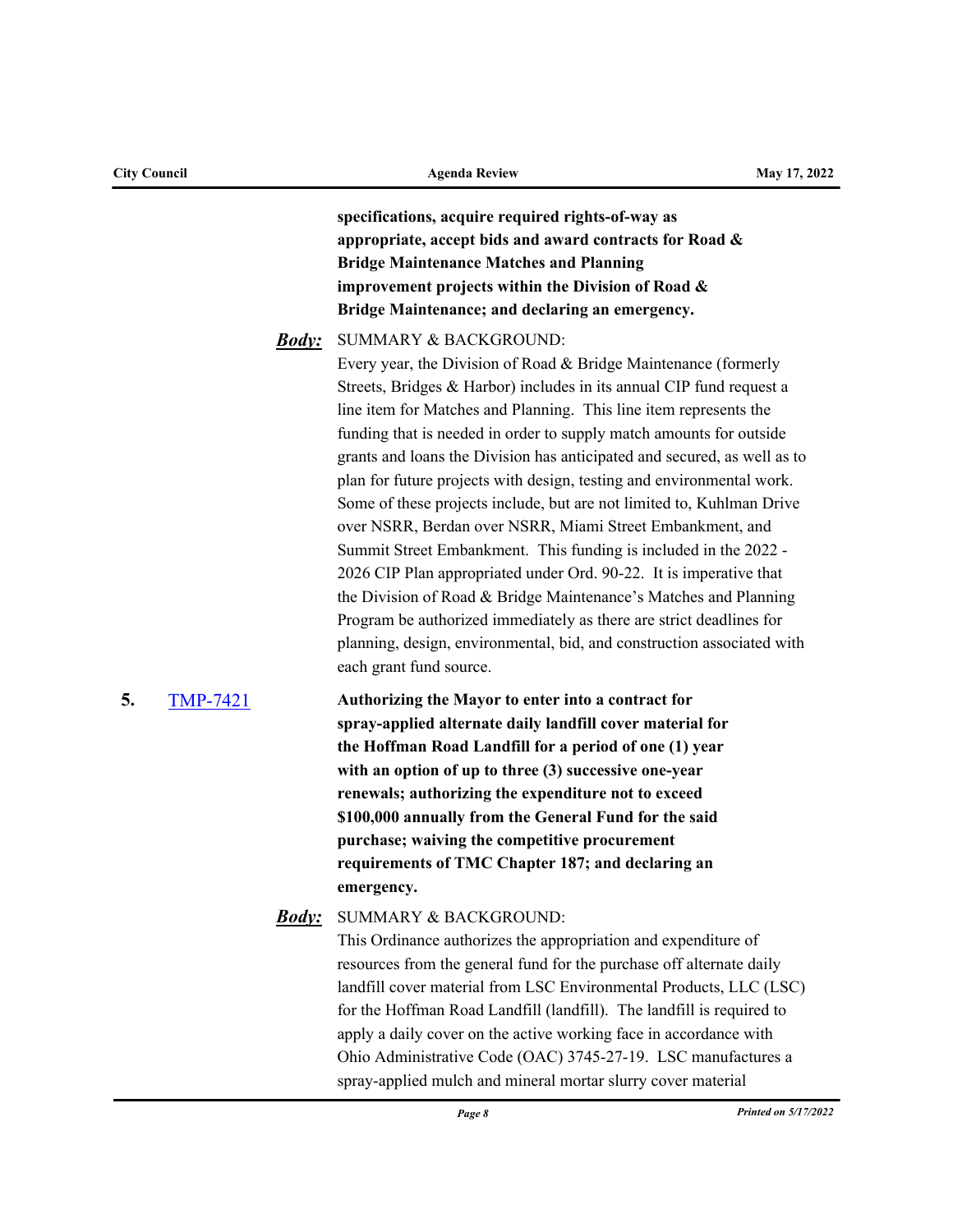**specifications, acquire required rights-of-way as appropriate, accept bids and award contracts for Road & Bridge Maintenance Matches and Planning improvement projects within the Division of Road & Bridge Maintenance; and declaring an emergency.**

***Body:*** SUMMARY & BACKGROUND:

Every year, the Division of Road & Bridge Maintenance (formerly Streets, Bridges & Harbor) includes in its annual CIP fund request a line item for Matches and Planning. This line item represents the funding that is needed in order to supply match amounts for outside grants and loans the Division has anticipated and secured, as well as to plan for future projects with design, testing and environmental work. Some of these projects include, but are not limited to, Kuhlman Drive over NSRR, Berdan over NSRR, Miami Street Embankment, and Summit Street Embankment. This funding is included in the 2022 - 2026 CIP Plan appropriated under Ord. 90-22. It is imperative that the Division of Road & Bridge Maintenance's Matches and Planning Program be authorized immediately as there are strict deadlines for planning, design, environmental, bid, and construction associated with each grant fund source.

**5.** TMP-7421 **Authorizing the Mayor to enter into a contract for spray-applied alternate daily landfill cover material for the Hoffman Road Landfill for a period of one (1) year with an option of up to three (3) successive one-year renewals; authorizing the expenditure not to exceed $100,000 annually from the General Fund for the said purchase; waiving the competitive procurement requirements of TMC Chapter 187; and declaring an emergency.**

***Body:*** SUMMARY & BACKGROUND:

This Ordinance authorizes the appropriation and expenditure of resources from the general fund for the purchase off alternate daily landfill cover material from LSC Environmental Products, LLC (LSC) for the Hoffman Road Landfill (landfill). The landfill is required to apply a daily cover on the active working face in accordance with Ohio Administrative Code (OAC) 3745-27-19. LSC manufactures a spray-applied mulch and mineral mortar slurry cover material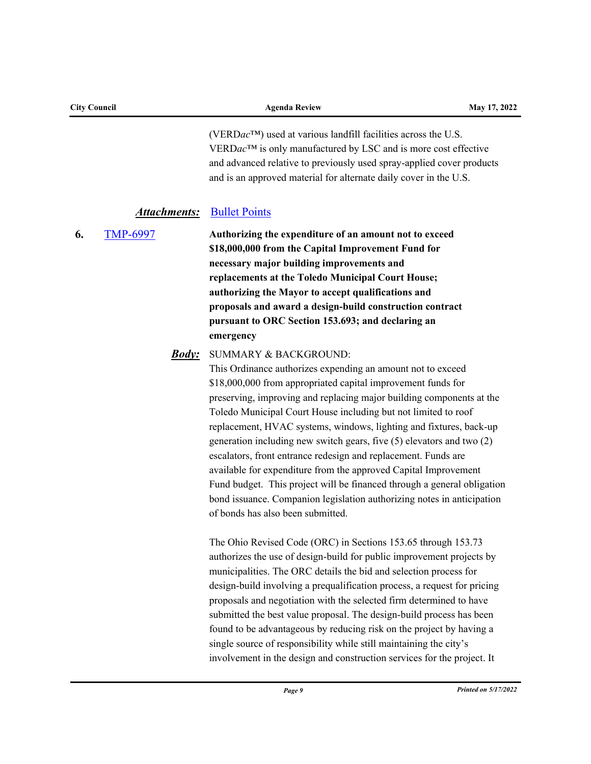(VERD*ac*™) used at various landfill facilities across the U.S. VERD*ac*™ is only manufactured by LSC and is more cost effective and advanced relative to previously used spray-applied cover products and is an approved material for alternate daily cover in the U.S.

***Attachments:*** Bullet Points

**6.** TMP-6997 **Authorizing the expenditure of an amount not to exceed $18,000,000 from the Capital Improvement Fund for necessary major building improvements and replacements at the Toledo Municipal Court House; authorizing the Mayor to accept qualifications and proposals and award a design-build construction contract pursuant to ORC Section 153.693; and declaring an emergency**

***Body:*** SUMMARY & BACKGROUND:

This Ordinance authorizes expending an amount not to exceed $18,000,000 from appropriated capital improvement funds for preserving, improving and replacing major building components at the Toledo Municipal Court House including but not limited to roof replacement, HVAC systems, windows, lighting and fixtures, back-up generation including new switch gears, five (5) elevators and two (2) escalators, front entrance redesign and replacement. Funds are available for expenditure from the approved Capital Improvement Fund budget. This project will be financed through a general obligation bond issuance. Companion legislation authorizing notes in anticipation of bonds has also been submitted.

The Ohio Revised Code (ORC) in Sections 153.65 through 153.73 authorizes the use of design-build for public improvement projects by municipalities. The ORC details the bid and selection process for design-build involving a prequalification process, a request for pricing proposals and negotiation with the selected firm determined to have submitted the best value proposal. The design-build process has been found to be advantageous by reducing risk on the project by having a single source of responsibility while still maintaining the city's involvement in the design and construction services for the project. It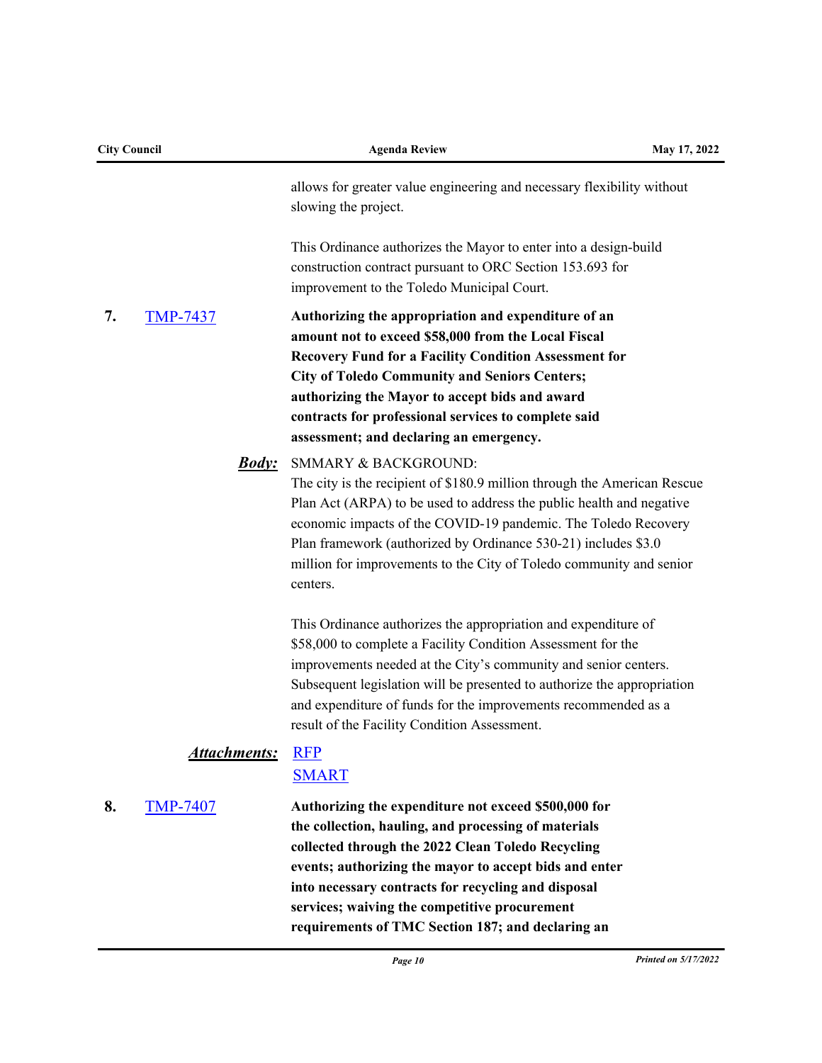allows for greater value engineering and necessary flexibility without slowing the project.

This Ordinance authorizes the Mayor to enter into a design-build construction contract pursuant to ORC Section 153.693 for improvement to the Toledo Municipal Court.

**7.** TMP-7437 **Authorizing the appropriation and expenditure of an amount not to exceed $58,000 from the Local Fiscal Recovery Fund for a Facility Condition Assessment for City of Toledo Community and Seniors Centers; authorizing the Mayor to accept bids and award contracts for professional services to complete said assessment; and declaring an emergency.**

***Body:*** SMMARY & BACKGROUND:
The city is the recipient of $180.9 million through the American Rescue Plan Act (ARPA) to be used to address the public health and negative economic impacts of the COVID-19 pandemic. The Toledo Recovery Plan framework (authorized by Ordinance 530-21) includes $3.0 million for improvements to the City of Toledo community and senior centers.

This Ordinance authorizes the appropriation and expenditure of $58,000 to complete a Facility Condition Assessment for the improvements needed at the City's community and senior centers. Subsequent legislation will be presented to authorize the appropriation and expenditure of funds for the improvements recommended as a result of the Facility Condition Assessment.

***Attachments:*** RFP
SMART

**8.** TMP-7407 **Authorizing the expenditure not exceed $500,000 for the collection, hauling, and processing of materials collected through the 2022 Clean Toledo Recycling events; authorizing the mayor to accept bids and enter into necessary contracts for recycling and disposal services; waiving the competitive procurement requirements of TMC Section 187; and declaring an**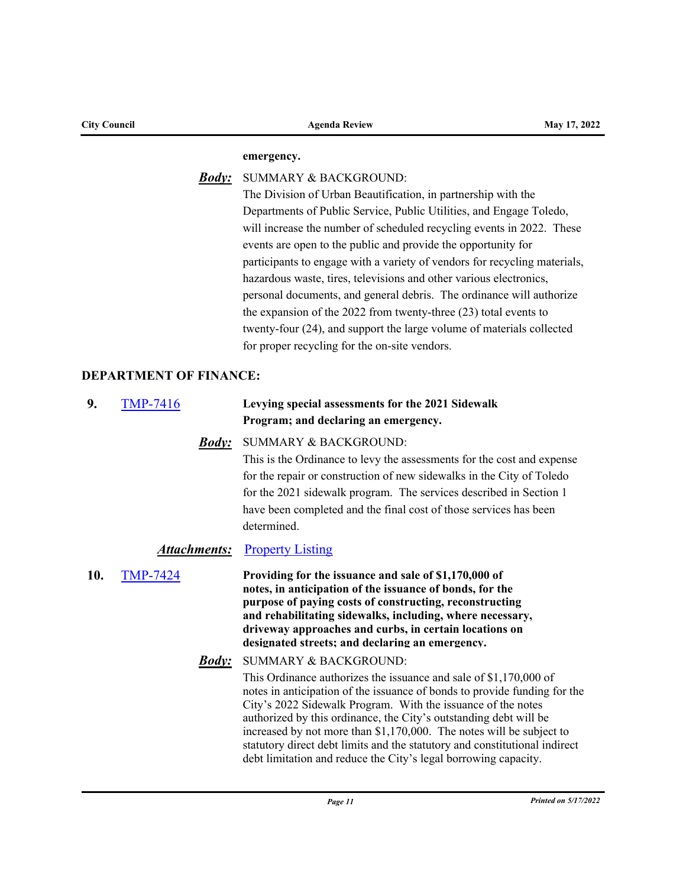**emergency.**

***Body:*** SUMMARY & BACKGROUND:

The Division of Urban Beautification, in partnership with the Departments of Public Service, Public Utilities, and Engage Toledo, will increase the number of scheduled recycling events in 2022. These events are open to the public and provide the opportunity for participants to engage with a variety of vendors for recycling materials, hazardous waste, tires, televisions and other various electronics, personal documents, and general debris. The ordinance will authorize the expansion of the 2022 from twenty-three (23) total events to twenty-four (24), and support the large volume of materials collected for proper recycling for the on-site vendors.

## DEPARTMENT OF FINANCE:

**9.** TMP-7416 **Levying special assessments for the 2021 Sidewalk Program; and declaring an emergency.**

***Body:*** SUMMARY & BACKGROUND:

This is the Ordinance to levy the assessments for the cost and expense for the repair or construction of new sidewalks in the City of Toledo for the 2021 sidewalk program. The services described in Section 1 have been completed and the final cost of those services has been determined.

***Attachments:*** Property Listing

**10.** TMP-7424 **Providing for the issuance and sale of $1,170,000 of notes, in anticipation of the issuance of bonds, for the purpose of paying costs of constructing, reconstructing and rehabilitating sidewalks, including, where necessary, driveway approaches and curbs, in certain locations on designated streets; and declaring an emergency.**

***Body:*** SUMMARY & BACKGROUND:

This Ordinance authorizes the issuance and sale of $1,170,000 of notes in anticipation of the issuance of bonds to provide funding for the City's 2022 Sidewalk Program. With the issuance of the notes authorized by this ordinance, the City's outstanding debt will be increased by not more than $1,170,000. The notes will be subject to statutory direct debt limits and the statutory and constitutional indirect debt limitation and reduce the City's legal borrowing capacity.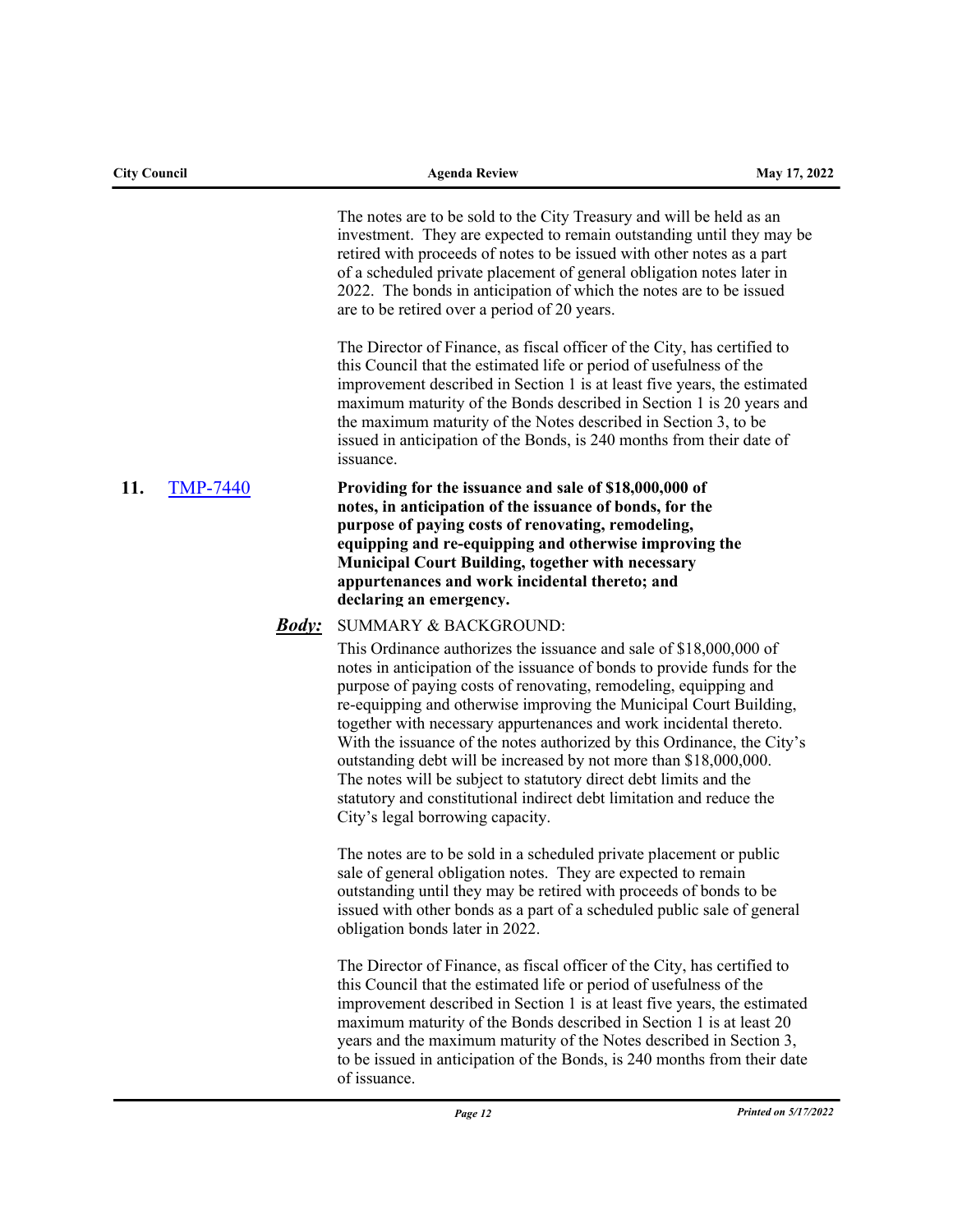The notes are to be sold to the City Treasury and will be held as an investment. They are expected to remain outstanding until they may be retired with proceeds of notes to be issued with other notes as a part of a scheduled private placement of general obligation notes later in 2022. The bonds in anticipation of which the notes are to be issued are to be retired over a period of 20 years.

The Director of Finance, as fiscal officer of the City, has certified to this Council that the estimated life or period of usefulness of the improvement described in Section 1 is at least five years, the estimated maximum maturity of the Bonds described in Section 1 is 20 years and the maximum maturity of the Notes described in Section 3, to be issued in anticipation of the Bonds, is 240 months from their date of issuance.

**11. TMP-7440** **Providing for the issuance and sale of $18,000,000 of notes, in anticipation of the issuance of bonds, for the purpose of paying costs of renovating, remodeling, equipping and re-equipping and otherwise improving the Municipal Court Building, together with necessary appurtenances and work incidental thereto; and declaring an emergency.**

***Body:*** SUMMARY & BACKGROUND:

This Ordinance authorizes the issuance and sale of $18,000,000 of notes in anticipation of the issuance of bonds to provide funds for the purpose of paying costs of renovating, remodeling, equipping and re-equipping and otherwise improving the Municipal Court Building, together with necessary appurtenances and work incidental thereto. With the issuance of the notes authorized by this Ordinance, the City's outstanding debt will be increased by not more than $18,000,000. The notes will be subject to statutory direct debt limits and the statutory and constitutional indirect debt limitation and reduce the City's legal borrowing capacity.

The notes are to be sold in a scheduled private placement or public sale of general obligation notes. They are expected to remain outstanding until they may be retired with proceeds of bonds to be issued with other bonds as a part of a scheduled public sale of general obligation bonds later in 2022.

The Director of Finance, as fiscal officer of the City, has certified to this Council that the estimated life or period of usefulness of the improvement described in Section 1 is at least five years, the estimated maximum maturity of the Bonds described in Section 1 is at least 20 years and the maximum maturity of the Notes described in Section 3, to be issued in anticipation of the Bonds, is 240 months from their date of issuance.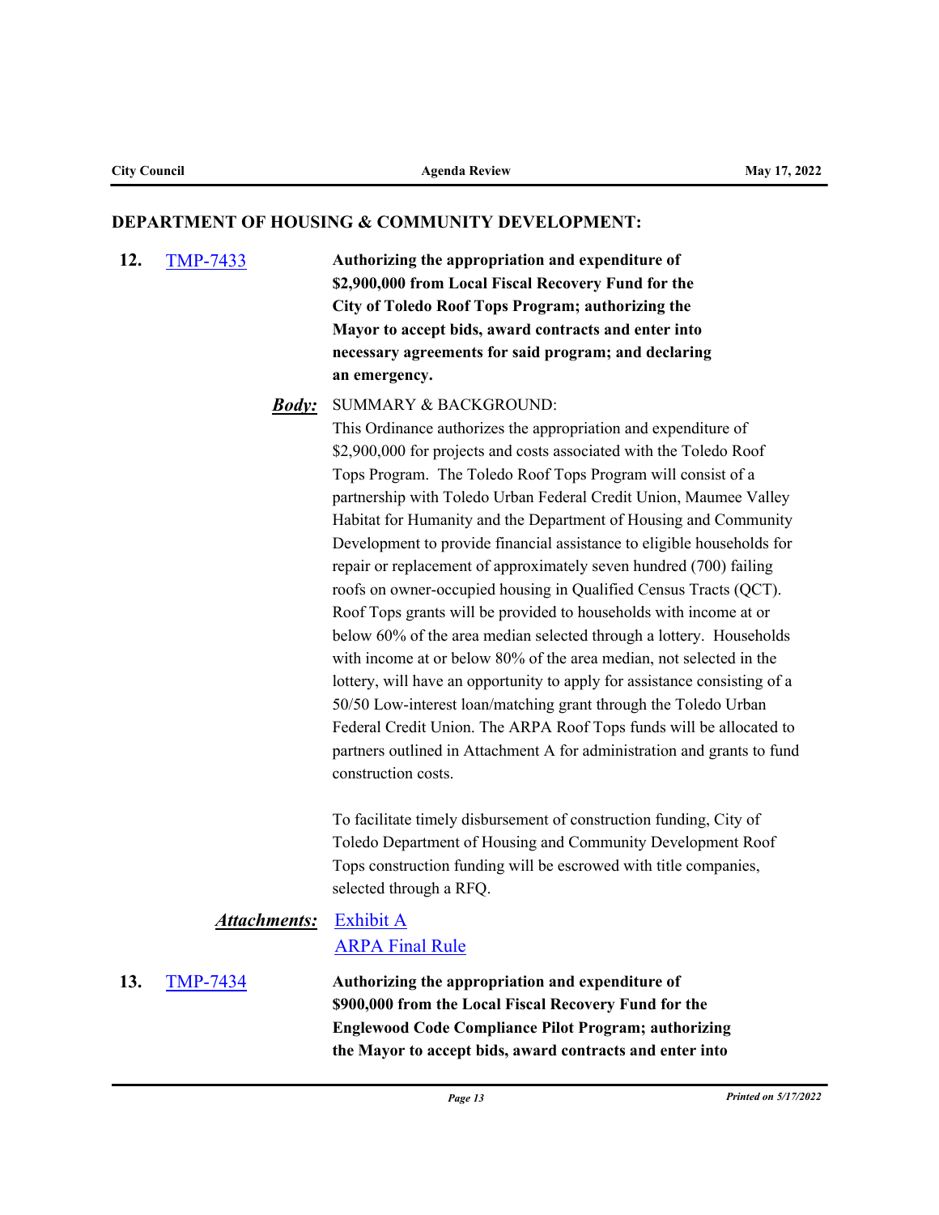## DEPARTMENT OF HOUSING & COMMUNITY DEVELOPMENT:

**12.** TMP-7433

**Authorizing the appropriation and expenditure of $2,900,000 from Local Fiscal Recovery Fund for the City of Toledo Roof Tops Program; authorizing the Mayor to accept bids, award contracts and enter into necessary agreements for said program; and declaring an emergency.**

***Body:*** SUMMARY & BACKGROUND:

This Ordinance authorizes the appropriation and expenditure of $2,900,000 for projects and costs associated with the Toledo Roof Tops Program. The Toledo Roof Tops Program will consist of a partnership with Toledo Urban Federal Credit Union, Maumee Valley Habitat for Humanity and the Department of Housing and Community Development to provide financial assistance to eligible households for repair or replacement of approximately seven hundred (700) failing roofs on owner-occupied housing in Qualified Census Tracts (QCT). Roof Tops grants will be provided to households with income at or below 60% of the area median selected through a lottery. Households with income at or below 80% of the area median, not selected in the lottery, will have an opportunity to apply for assistance consisting of a 50/50 Low-interest loan/matching grant through the Toledo Urban Federal Credit Union. The ARPA Roof Tops funds will be allocated to partners outlined in Attachment A for administration and grants to fund construction costs.

To facilitate timely disbursement of construction funding, City of Toledo Department of Housing and Community Development Roof Tops construction funding will be escrowed with title companies, selected through a RFQ.

***Attachments:*** Exhibit A
ARPA Final Rule

**13.** TMP-7434

**Authorizing the appropriation and expenditure of $900,000 from the Local Fiscal Recovery Fund for the Englewood Code Compliance Pilot Program; authorizing the Mayor to accept bids, award contracts and enter into**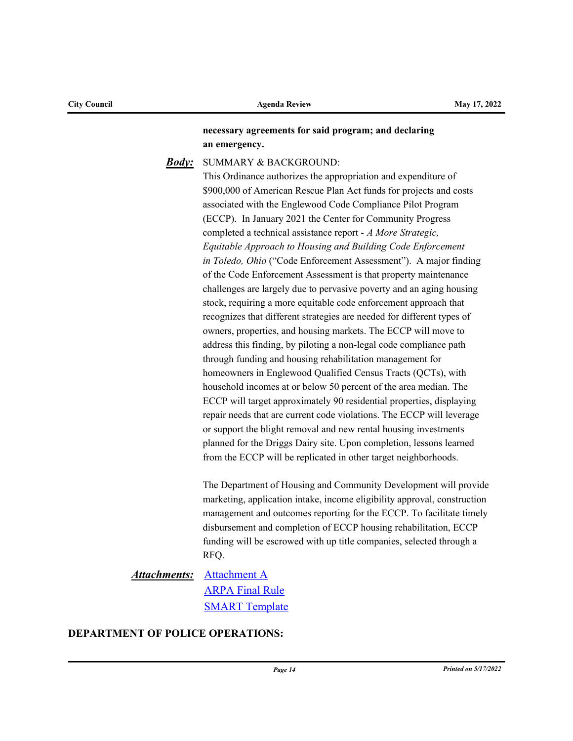**necessary agreements for said program; and declaring an emergency.**

***Body:*** SUMMARY & BACKGROUND:

This Ordinance authorizes the appropriation and expenditure of $900,000 of American Rescue Plan Act funds for projects and costs associated with the Englewood Code Compliance Pilot Program (ECCP). In January 2021 the Center for Community Progress completed a technical assistance report - *A More Strategic, Equitable Approach to Housing and Building Code Enforcement in Toledo, Ohio* ("Code Enforcement Assessment"). A major finding of the Code Enforcement Assessment is that property maintenance challenges are largely due to pervasive poverty and an aging housing stock, requiring a more equitable code enforcement approach that recognizes that different strategies are needed for different types of owners, properties, and housing markets. The ECCP will move to address this finding, by piloting a non-legal code compliance path through funding and housing rehabilitation management for homeowners in Englewood Qualified Census Tracts (QCTs), with household incomes at or below 50 percent of the area median. The ECCP will target approximately 90 residential properties, displaying repair needs that are current code violations. The ECCP will leverage or support the blight removal and new rental housing investments planned for the Driggs Dairy site. Upon completion, lessons learned from the ECCP will be replicated in other target neighborhoods.

The Department of Housing and Community Development will provide marketing, application intake, income eligibility approval, construction management and outcomes reporting for the ECCP. To facilitate timely disbursement and completion of ECCP housing rehabilitation, ECCP funding will be escrowed with up title companies, selected through a RFQ.

***Attachments:*** Attachment A
ARPA Final Rule
SMART Template

**DEPARTMENT OF POLICE OPERATIONS:**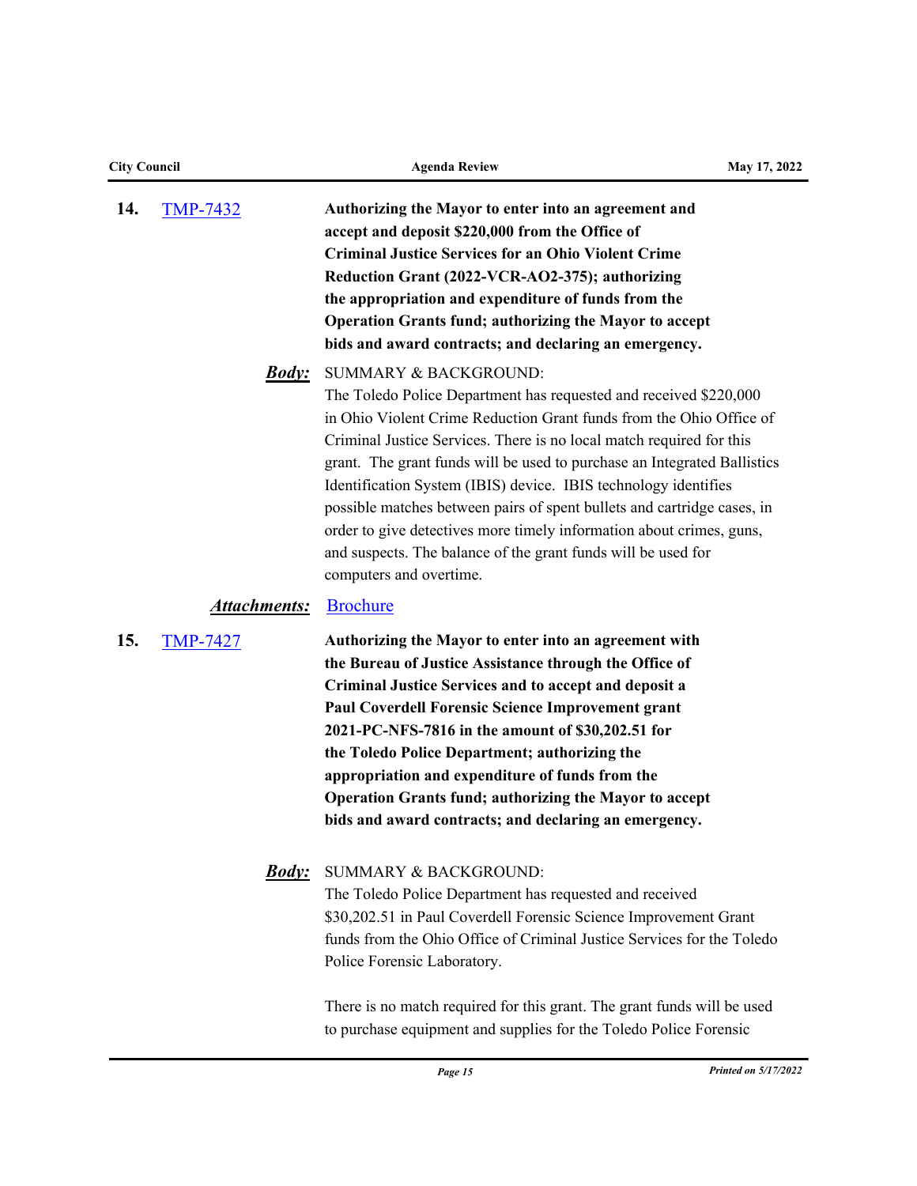**14.** [TMP-7432](TMP-7432)

**Authorizing the Mayor to enter into an agreement and accept and deposit $220,000 from the Office of Criminal Justice Services for an Ohio Violent Crime Reduction Grant (2022-VCR-AO2-375); authorizing the appropriation and expenditure of funds from the Operation Grants fund; authorizing the Mayor to accept bids and award contracts; and declaring an emergency.**

***Body:*** SUMMARY & BACKGROUND:
The Toledo Police Department has requested and received $220,000 in Ohio Violent Crime Reduction Grant funds from the Ohio Office of Criminal Justice Services. There is no local match required for this grant. The grant funds will be used to purchase an Integrated Ballistics Identification System (IBIS) device. IBIS technology identifies possible matches between pairs of spent bullets and cartridge cases, in order to give detectives more timely information about crimes, guns, and suspects. The balance of the grant funds will be used for computers and overtime.

***Attachments:*** Brochure

**15.** [TMP-7427](TMP-7427)

**Authorizing the Mayor to enter into an agreement with the Bureau of Justice Assistance through the Office of Criminal Justice Services and to accept and deposit a Paul Coverdell Forensic Science Improvement grant 2021-PC-NFS-7816 in the amount of $30,202.51 for the Toledo Police Department; authorizing the appropriation and expenditure of funds from the Operation Grants fund; authorizing the Mayor to accept bids and award contracts; and declaring an emergency.**

***Body:*** SUMMARY & BACKGROUND:
The Toledo Police Department has requested and received $30,202.51 in Paul Coverdell Forensic Science Improvement Grant funds from the Ohio Office of Criminal Justice Services for the Toledo Police Forensic Laboratory.

There is no match required for this grant. The grant funds will be used to purchase equipment and supplies for the Toledo Police Forensic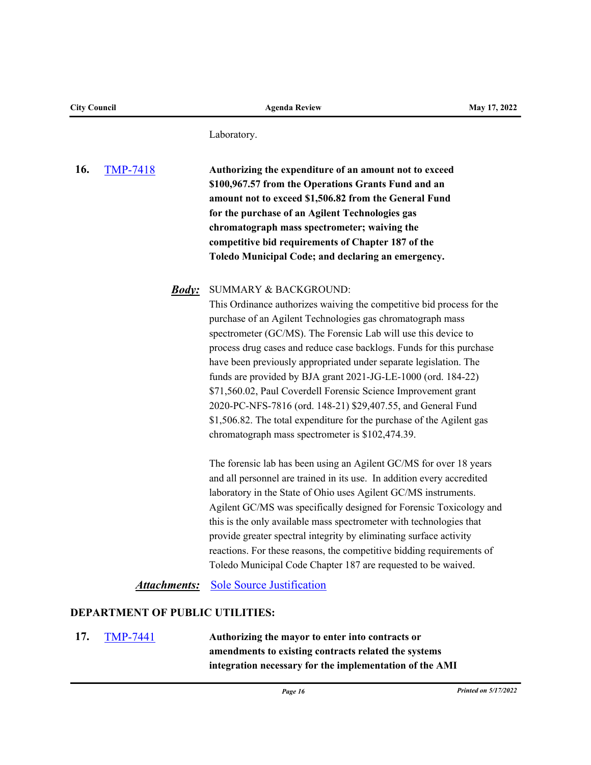Laboratory.

**16.** TMP-7418 **Authorizing the expenditure of an amount not to exceed $100,967.57 from the Operations Grants Fund and an amount not to exceed $1,506.82 from the General Fund for the purchase of an Agilent Technologies gas chromatograph mass spectrometer; waiving the competitive bid requirements of Chapter 187 of the Toledo Municipal Code; and declaring an emergency.**

***Body:*** SUMMARY & BACKGROUND:

This Ordinance authorizes waiving the competitive bid process for the purchase of an Agilent Technologies gas chromatograph mass spectrometer (GC/MS). The Forensic Lab will use this device to process drug cases and reduce case backlogs. Funds for this purchase have been previously appropriated under separate legislation. The funds are provided by BJA grant 2021-JG-LE-1000 (ord. 184-22) $71,560.02, Paul Coverdell Forensic Science Improvement grant 2020-PC-NFS-7816 (ord. 148-21) $29,407.55, and General Fund $1,506.82. The total expenditure for the purchase of the Agilent gas chromatograph mass spectrometer is $102,474.39.

The forensic lab has been using an Agilent GC/MS for over 18 years and all personnel are trained in its use. In addition every accredited laboratory in the State of Ohio uses Agilent GC/MS instruments. Agilent GC/MS was specifically designed for Forensic Toxicology and this is the only available mass spectrometer with technologies that provide greater spectral integrity by eliminating surface activity reactions. For these reasons, the competitive bidding requirements of Toledo Municipal Code Chapter 187 are requested to be waived.

***Attachments:*** Sole Source Justification

**DEPARTMENT OF PUBLIC UTILITIES:**

**17.** TMP-7441 **Authorizing the mayor to enter into contracts or amendments to existing contracts related the systems integration necessary for the implementation of the AMI**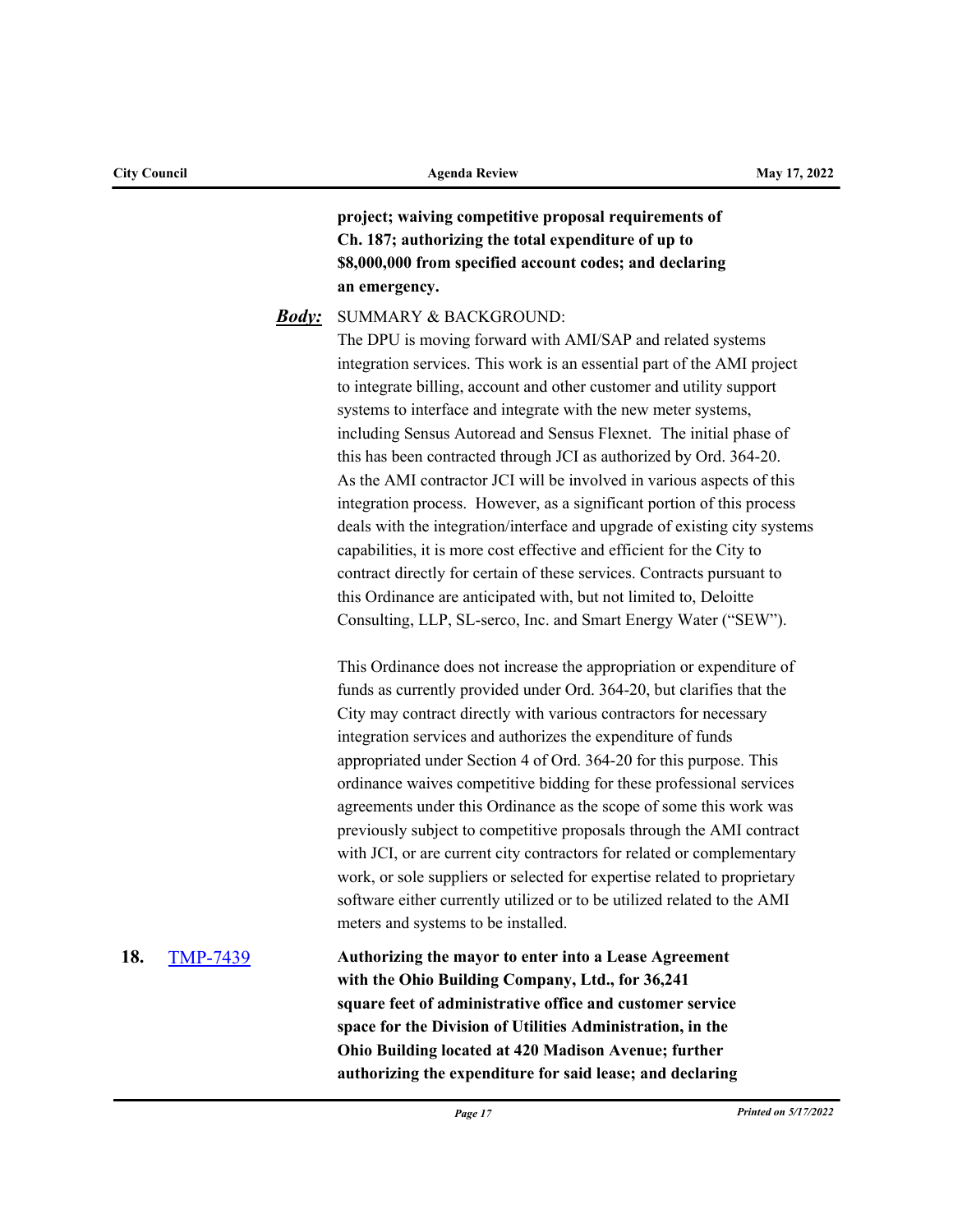**project; waiving competitive proposal requirements of Ch. 187; authorizing the total expenditure of up to $8,000,000 from specified account codes; and declaring an emergency.**

***Body:*** SUMMARY & BACKGROUND:

The DPU is moving forward with AMI/SAP and related systems integration services. This work is an essential part of the AMI project to integrate billing, account and other customer and utility support systems to interface and integrate with the new meter systems, including Sensus Autoread and Sensus Flexnet. The initial phase of this has been contracted through JCI as authorized by Ord. 364-20. As the AMI contractor JCI will be involved in various aspects of this integration process. However, as a significant portion of this process deals with the integration/interface and upgrade of existing city systems capabilities, it is more cost effective and efficient for the City to contract directly for certain of these services. Contracts pursuant to this Ordinance are anticipated with, but not limited to, Deloitte Consulting, LLP, SL-serco, Inc. and Smart Energy Water ("SEW").

This Ordinance does not increase the appropriation or expenditure of funds as currently provided under Ord. 364-20, but clarifies that the City may contract directly with various contractors for necessary integration services and authorizes the expenditure of funds appropriated under Section 4 of Ord. 364-20 for this purpose. This ordinance waives competitive bidding for these professional services agreements under this Ordinance as the scope of some this work was previously subject to competitive proposals through the AMI contract with JCI, or are current city contractors for related or complementary work, or sole suppliers or selected for expertise related to proprietary software either currently utilized or to be utilized related to the AMI meters and systems to be installed.

**18.** [TMP-7439](TMP-7439) **Authorizing the mayor to enter into a Lease Agreement with the Ohio Building Company, Ltd., for 36,241 square feet of administrative office and customer service space for the Division of Utilities Administration, in the Ohio Building located at 420 Madison Avenue; further authorizing the expenditure for said lease; and declaring**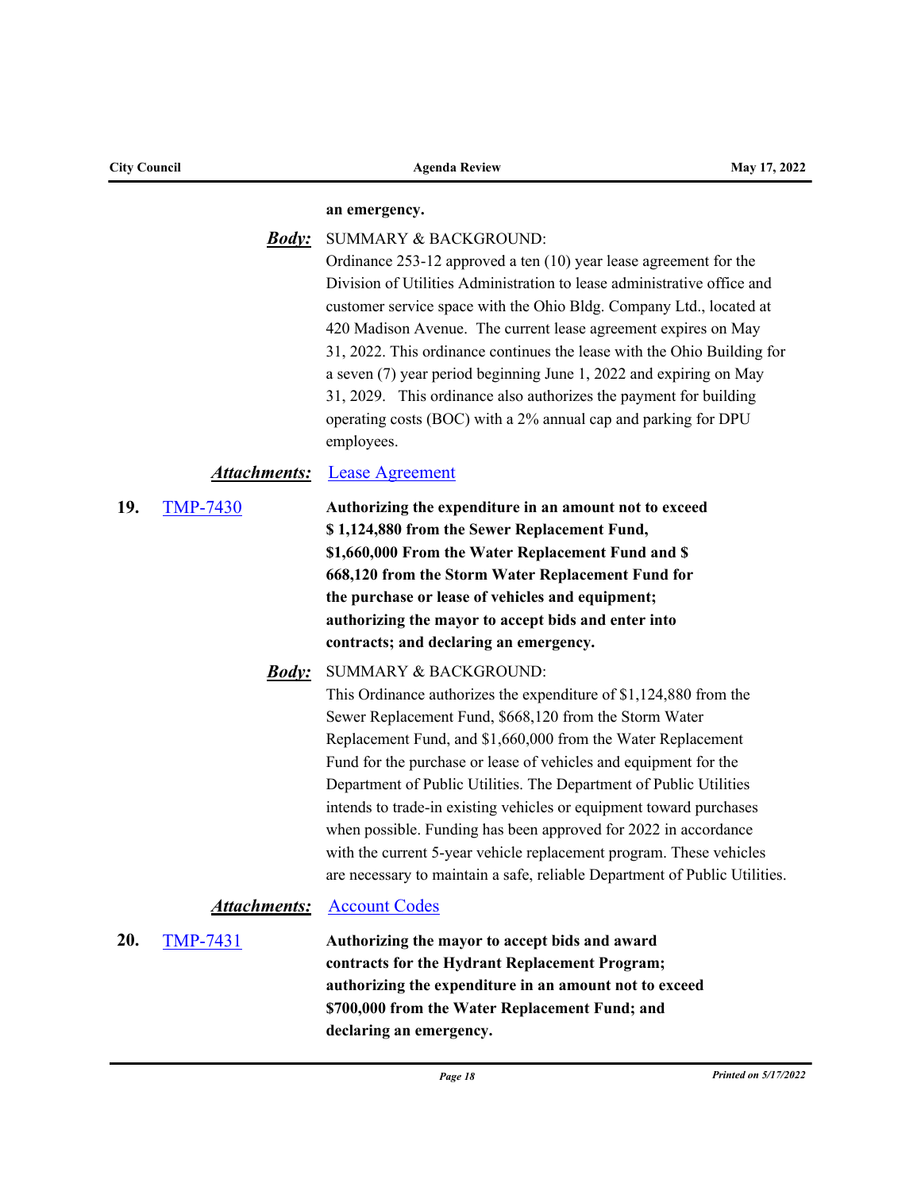**an emergency.**

***Body:*** SUMMARY & BACKGROUND:
Ordinance 253-12 approved a ten (10) year lease agreement for the Division of Utilities Administration to lease administrative office and customer service space with the Ohio Bldg. Company Ltd., located at 420 Madison Avenue. The current lease agreement expires on May 31, 2022. This ordinance continues the lease with the Ohio Building for a seven (7) year period beginning June 1, 2022 and expiring on May 31, 2029. This ordinance also authorizes the payment for building operating costs (BOC) with a 2% annual cap and parking for DPU employees.

***Attachments:*** Lease Agreement

**19.** TMP-7430 **Authorizing the expenditure in an amount not to exceed $ 1,124,880 from the Sewer Replacement Fund, $1,660,000 From the Water Replacement Fund and $ 668,120 from the Storm Water Replacement Fund for the purchase or lease of vehicles and equipment; authorizing the mayor to accept bids and enter into contracts; and declaring an emergency.**

***Body:*** SUMMARY & BACKGROUND:
This Ordinance authorizes the expenditure of $1,124,880 from the Sewer Replacement Fund, $668,120 from the Storm Water Replacement Fund, and $1,660,000 from the Water Replacement Fund for the purchase or lease of vehicles and equipment for the Department of Public Utilities. The Department of Public Utilities intends to trade-in existing vehicles or equipment toward purchases when possible. Funding has been approved for 2022 in accordance with the current 5-year vehicle replacement program. These vehicles are necessary to maintain a safe, reliable Department of Public Utilities.

***Attachments:*** Account Codes

**20.** TMP-7431 **Authorizing the mayor to accept bids and award contracts for the Hydrant Replacement Program; authorizing the expenditure in an amount not to exceed $700,000 from the Water Replacement Fund; and declaring an emergency.**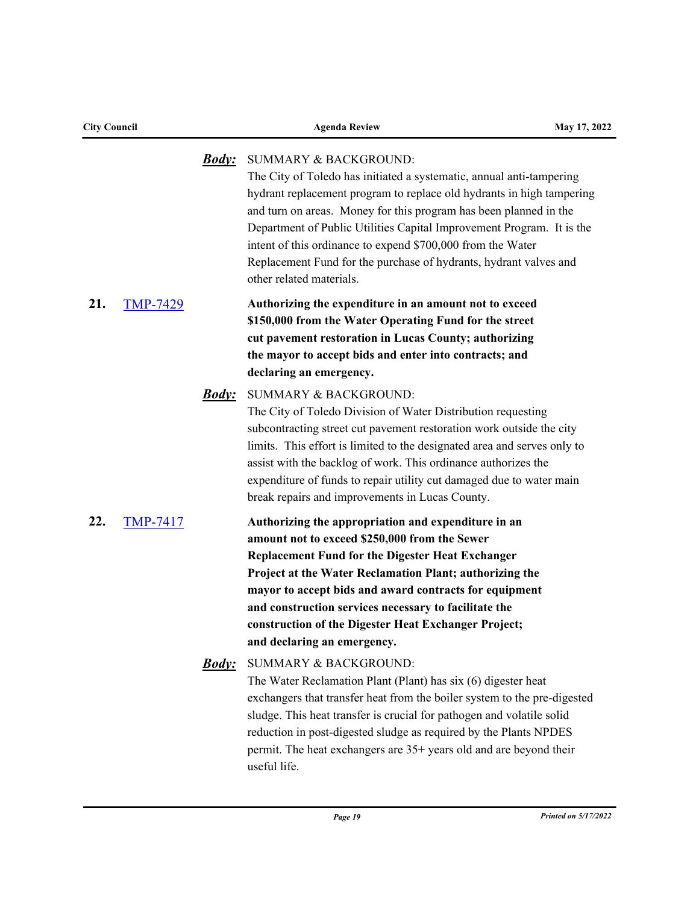***Body:*** SUMMARY & BACKGROUND:
The City of Toledo has initiated a systematic, annual anti-tampering hydrant replacement program to replace old hydrants in high tampering and turn on areas. Money for this program has been planned in the Department of Public Utilities Capital Improvement Program. It is the intent of this ordinance to expend $700,000 from the Water Replacement Fund for the purchase of hydrants, hydrant valves and other related materials.

**21.** [TMP-7429]

**Authorizing the expenditure in an amount not to exceed $150,000 from the Water Operating Fund for the street cut pavement restoration in Lucas County; authorizing the mayor to accept bids and enter into contracts; and declaring an emergency.**

***Body:*** SUMMARY & BACKGROUND:
The City of Toledo Division of Water Distribution requesting subcontracting street cut pavement restoration work outside the city limits. This effort is limited to the designated area and serves only to assist with the backlog of work. This ordinance authorizes the expenditure of funds to repair utility cut damaged due to water main break repairs and improvements in Lucas County.

**22.** [TMP-7417]

**Authorizing the appropriation and expenditure in an amount not to exceed $250,000 from the Sewer Replacement Fund for the Digester Heat Exchanger Project at the Water Reclamation Plant; authorizing the mayor to accept bids and award contracts for equipment and construction services necessary to facilitate the construction of the Digester Heat Exchanger Project; and declaring an emergency.**

***Body:*** SUMMARY & BACKGROUND:
The Water Reclamation Plant (Plant) has six (6) digester heat exchangers that transfer heat from the boiler system to the pre-digested sludge. This heat transfer is crucial for pathogen and volatile solid reduction in post-digested sludge as required by the Plants NPDES permit. The heat exchangers are 35+ years old and are beyond their useful life.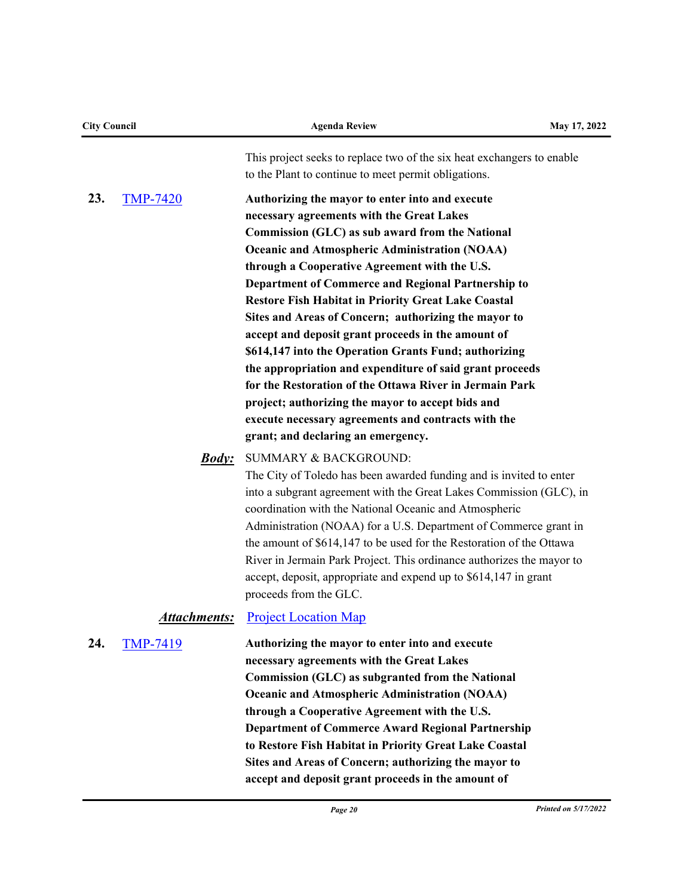This project seeks to replace two of the six heat exchangers to enable to the Plant to continue to meet permit obligations.

**23.** TMP-7420

**Authorizing the mayor to enter into and execute necessary agreements with the Great Lakes Commission (GLC) as sub award from the National Oceanic and Atmospheric Administration (NOAA) through a Cooperative Agreement with the U.S. Department of Commerce and Regional Partnership to Restore Fish Habitat in Priority Great Lake Coastal Sites and Areas of Concern; authorizing the mayor to accept and deposit grant proceeds in the amount of $614,147 into the Operation Grants Fund; authorizing the appropriation and expenditure of said grant proceeds for the Restoration of the Ottawa River in Jermain Park project; authorizing the mayor to accept bids and execute necessary agreements and contracts with the grant; and declaring an emergency.**

***Body:*** SUMMARY & BACKGROUND:

The City of Toledo has been awarded funding and is invited to enter into a subgrant agreement with the Great Lakes Commission (GLC), in coordination with the National Oceanic and Atmospheric Administration (NOAA) for a U.S. Department of Commerce grant in the amount of $614,147 to be used for the Restoration of the Ottawa River in Jermain Park Project. This ordinance authorizes the mayor to accept, deposit, appropriate and expend up to $614,147 in grant proceeds from the GLC.

***Attachments:*** Project Location Map

**24.** TMP-7419

**Authorizing the mayor to enter into and execute necessary agreements with the Great Lakes Commission (GLC) as subgranted from the National Oceanic and Atmospheric Administration (NOAA) through a Cooperative Agreement with the U.S. Department of Commerce Award Regional Partnership to Restore Fish Habitat in Priority Great Lake Coastal Sites and Areas of Concern; authorizing the mayor to accept and deposit grant proceeds in the amount of**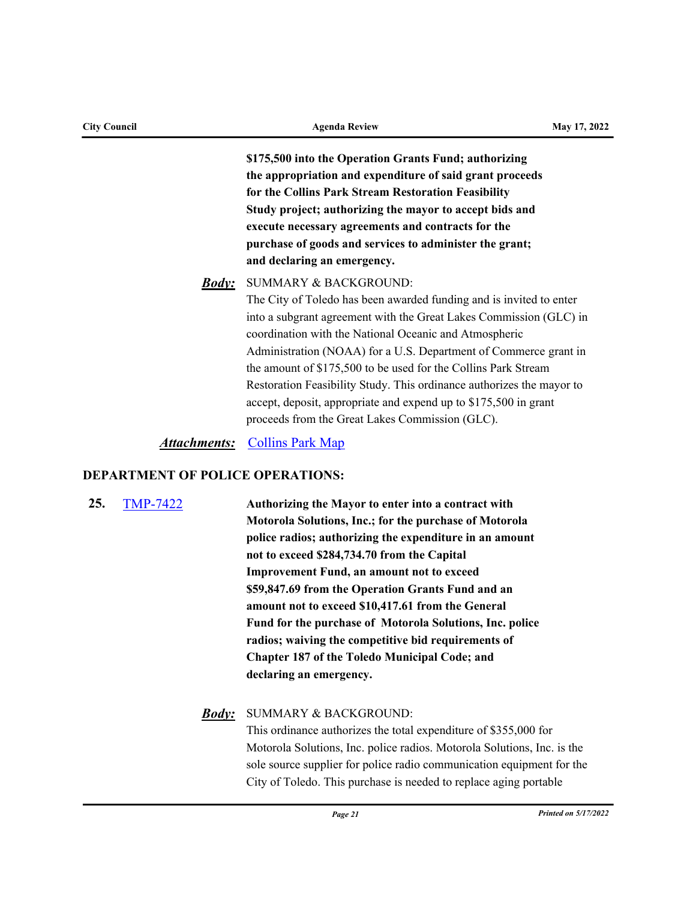**$175,500 into the Operation Grants Fund; authorizing the appropriation and expenditure of said grant proceeds for the Collins Park Stream Restoration Feasibility Study project; authorizing the mayor to accept bids and execute necessary agreements and contracts for the purchase of goods and services to administer the grant; and declaring an emergency.**

***Body:*** SUMMARY & BACKGROUND:

The City of Toledo has been awarded funding and is invited to enter into a subgrant agreement with the Great Lakes Commission (GLC) in coordination with the National Oceanic and Atmospheric Administration (NOAA) for a U.S. Department of Commerce grant in the amount of $175,500 to be used for the Collins Park Stream Restoration Feasibility Study. This ordinance authorizes the mayor to accept, deposit, appropriate and expend up to $175,500 in grant proceeds from the Great Lakes Commission (GLC).

***Attachments:*** Collins Park Map

## DEPARTMENT OF POLICE OPERATIONS:

**25.** TMP-7422 **Authorizing the Mayor to enter into a contract with Motorola Solutions, Inc.; for the purchase of Motorola police radios; authorizing the expenditure in an amount not to exceed $284,734.70 from the Capital Improvement Fund, an amount not to exceed $59,847.69 from the Operation Grants Fund and an amount not to exceed $10,417.61 from the General Fund for the purchase of Motorola Solutions, Inc. police radios; waiving the competitive bid requirements of Chapter 187 of the Toledo Municipal Code; and declaring an emergency.**

***Body:*** SUMMARY & BACKGROUND:

This ordinance authorizes the total expenditure of $355,000 for Motorola Solutions, Inc. police radios. Motorola Solutions, Inc. is the sole source supplier for police radio communication equipment for the City of Toledo. This purchase is needed to replace aging portable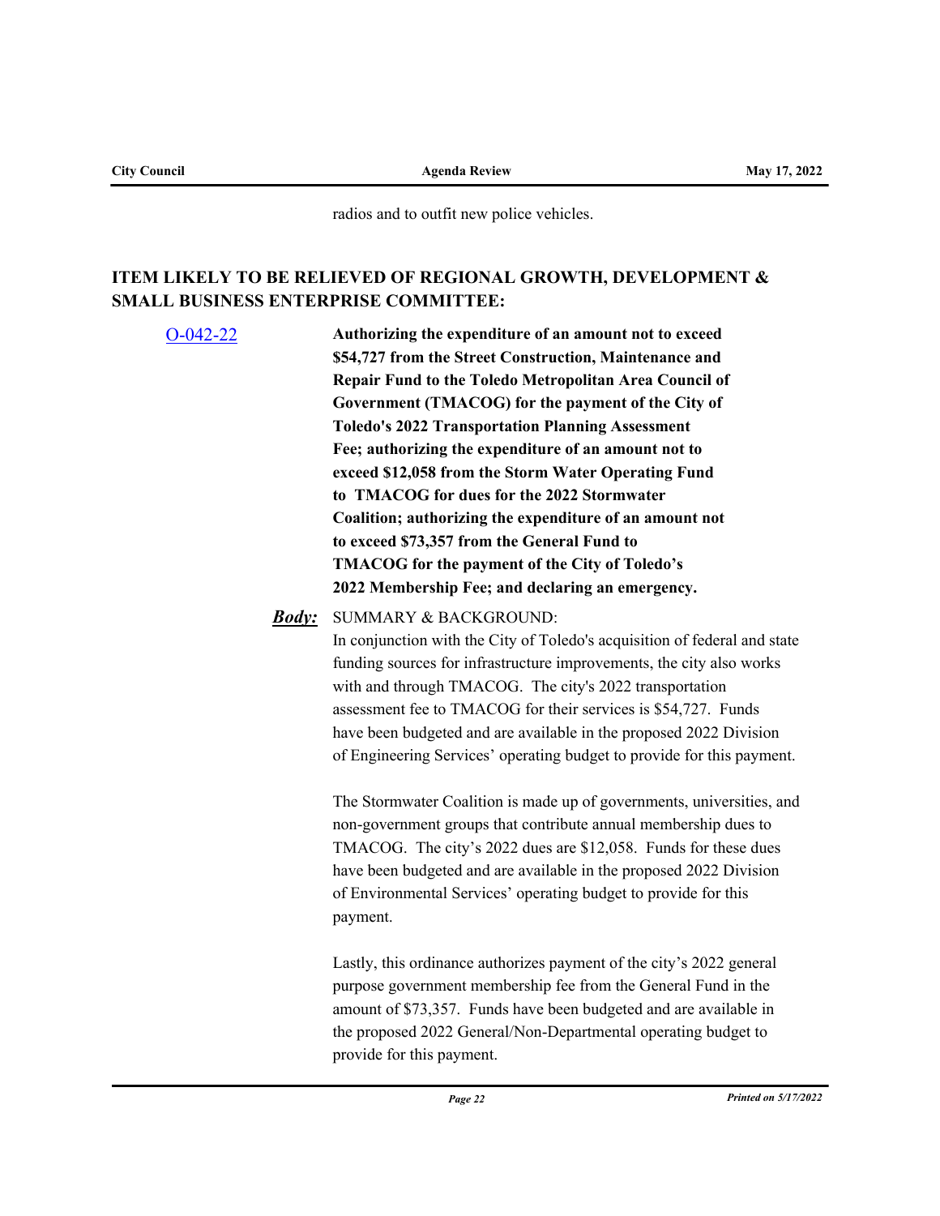radios and to outfit new police vehicles.

## ITEM LIKELY TO BE RELIEVED OF REGIONAL GROWTH, DEVELOPMENT & SMALL BUSINESS ENTERPRISE COMMITTEE:

O-042-22

**Authorizing the expenditure of an amount not to exceed $54,727 from the Street Construction, Maintenance and Repair Fund to the Toledo Metropolitan Area Council of Government (TMACOG) for the payment of the City of Toledo's 2022 Transportation Planning Assessment Fee; authorizing the expenditure of an amount not to exceed $12,058 from the Storm Water Operating Fund to TMACOG for dues for the 2022 Stormwater Coalition; authorizing the expenditure of an amount not to exceed $73,357 from the General Fund to TMACOG for the payment of the City of Toledo's 2022 Membership Fee; and declaring an emergency.**

***Body:*** SUMMARY & BACKGROUND:

In conjunction with the City of Toledo's acquisition of federal and state funding sources for infrastructure improvements, the city also works with and through TMACOG. The city's 2022 transportation assessment fee to TMACOG for their services is $54,727. Funds have been budgeted and are available in the proposed 2022 Division of Engineering Services' operating budget to provide for this payment.

The Stormwater Coalition is made up of governments, universities, and non-government groups that contribute annual membership dues to TMACOG. The city's 2022 dues are $12,058. Funds for these dues have been budgeted and are available in the proposed 2022 Division of Environmental Services' operating budget to provide for this payment.

Lastly, this ordinance authorizes payment of the city's 2022 general purpose government membership fee from the General Fund in the amount of $73,357. Funds have been budgeted and are available in the proposed 2022 General/Non-Departmental operating budget to provide for this payment.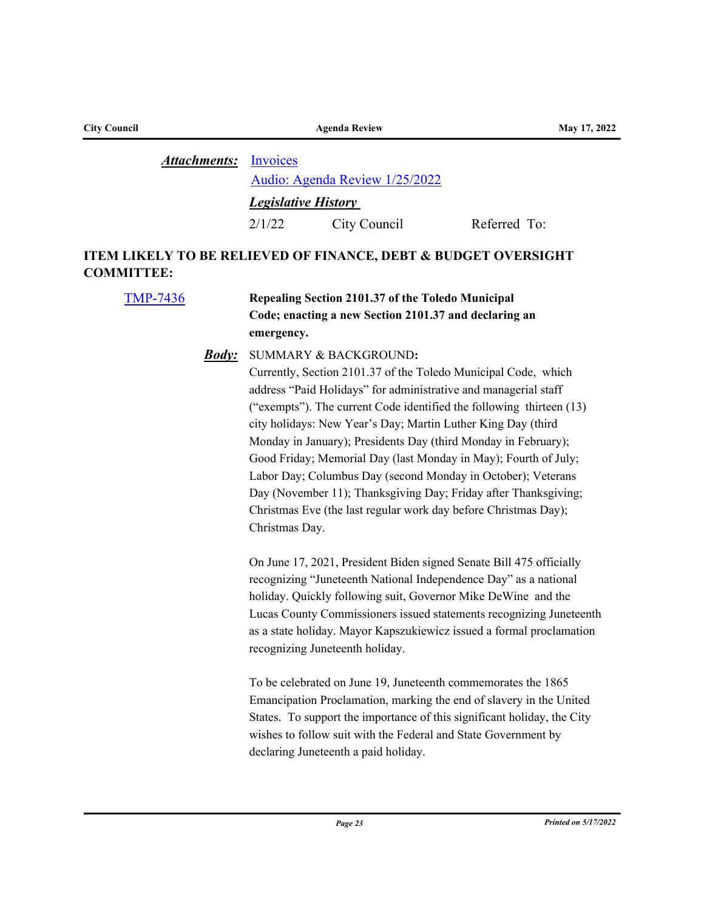***Attachments:*** Invoices

Audio: Agenda Review 1/25/2022

***Legislative History***

| | | |
|---|---|---|
| 2/1/22 | City Council | Referred To: |

**ITEM LIKELY TO BE RELIEVED OF FINANCE, DEBT & BUDGET OVERSIGHT COMMITTEE:**

TMP-7436

**Repealing Section 2101.37 of the Toledo Municipal Code; enacting a new Section 2101.37 and declaring an emergency.**

***Body:*** SUMMARY & BACKGROUND**:**

Currently, Section 2101.37 of the Toledo Municipal Code, which address "Paid Holidays" for administrative and managerial staff ("exempts"). The current Code identified the following thirteen (13) city holidays: New Year's Day; Martin Luther King Day (third Monday in January); Presidents Day (third Monday in February); Good Friday; Memorial Day (last Monday in May); Fourth of July; Labor Day; Columbus Day (second Monday in October); Veterans Day (November 11); Thanksgiving Day; Friday after Thanksgiving; Christmas Eve (the last regular work day before Christmas Day); Christmas Day.

On June 17, 2021, President Biden signed Senate Bill 475 officially recognizing "Juneteenth National Independence Day" as a national holiday. Quickly following suit, Governor Mike DeWine and the Lucas County Commissioners issued statements recognizing Juneteenth as a state holiday. Mayor Kapszukiewicz issued a formal proclamation recognizing Juneteenth holiday.

To be celebrated on June 19, Juneteenth commemorates the 1865 Emancipation Proclamation, marking the end of slavery in the United States. To support the importance of this significant holiday, the City wishes to follow suit with the Federal and State Government by declaring Juneteenth a paid holiday.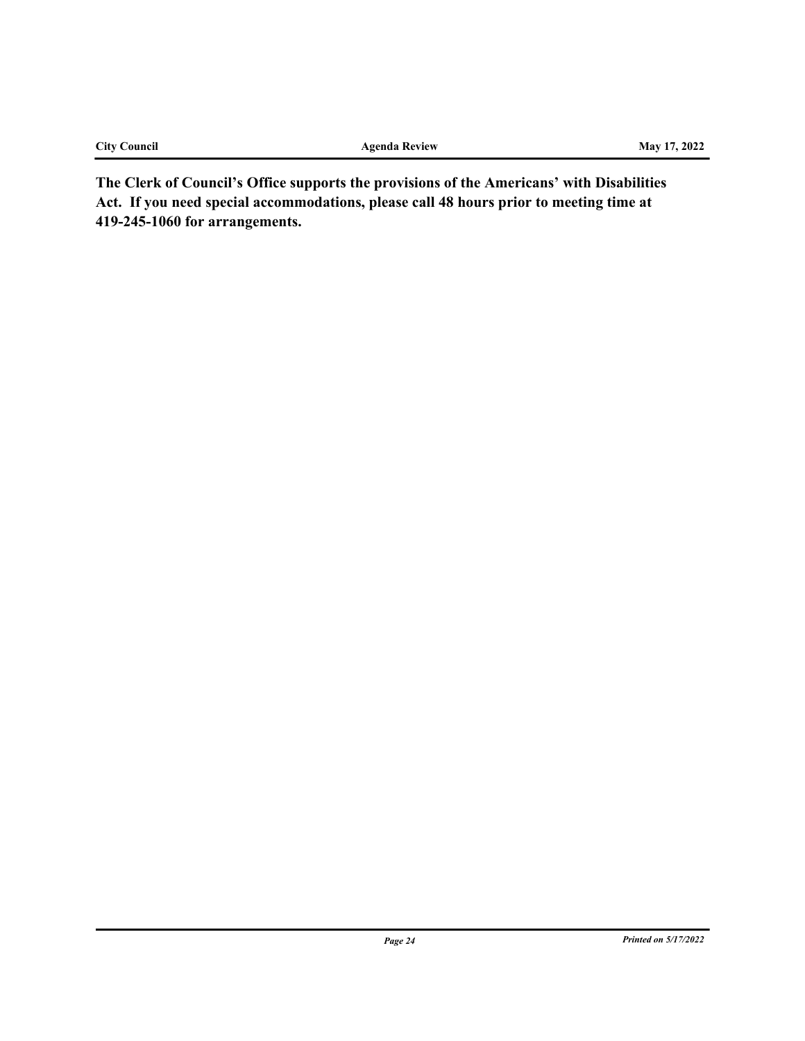**The Clerk of Council's Office supports the provisions of the Americans' with Disabilities Act. If you need special accommodations, please call 48 hours prior to meeting time at 419-245-1060 for arrangements.**